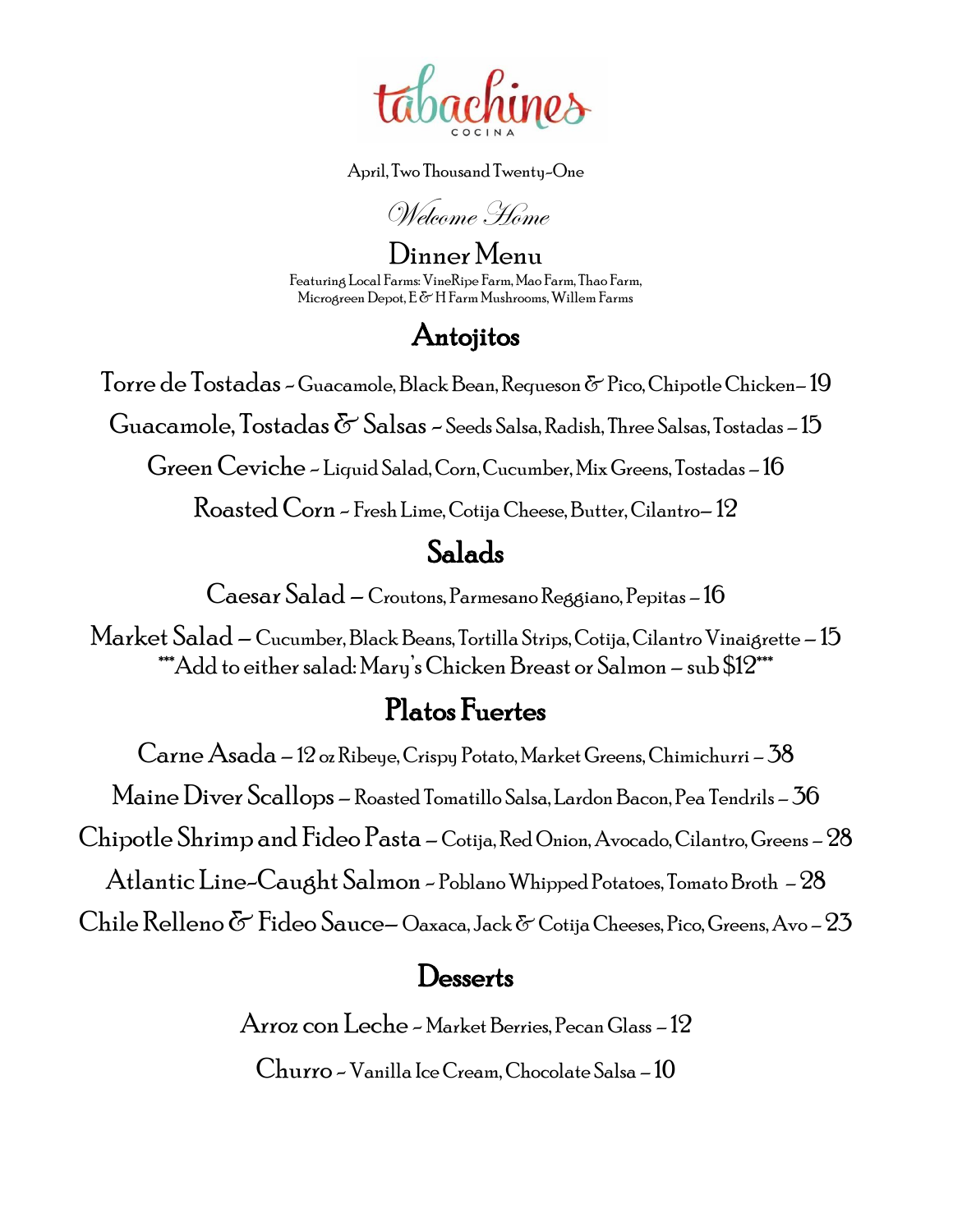# tabachines

COCINA

April, Two Thousand Twenty-One

*Welcome Home*

## Dinner Menu

Featuring Local Farms: VineRipe Farm, Mao Farm, Thao Farm, Microgreen Depot, E & H Farm Mushrooms, Willem Farms

## Antojitos

Torre de Tostadas ~ Guacamole, Black Bean, Requeson & Pico, Chipotle Chicken– 19

Guacamole, Tostadas & Salsas ~ Seeds Salsa, Radish, Three Salsas, Tostadas – 15

Green Ceviche ~ Liquid Salad, Corn, Cucumber, Mix Greens, Tostadas – 16

Roasted Corn ~ Fresh Lime, Cotija Cheese, Butter, Cilantro– 12

## Salads

Caesar Salad – Croutons, Parmesano Reggiano, Pepitas – 16

Market Salad – Cucumber, Black Beans, Tortilla Strips, Cotija, Cilantro Vinaigrette – 15

***Add to either salad: Mary's Chicken Breast or Salmon – sub $12***

## Platos Fuertes

Carne Asada – 12 oz Ribeye, Crispy Potato, Market Greens, Chimichurri – 38

Maine Diver Scallops – Roasted Tomatillo Salsa, Lardon Bacon, Pea Tendrils – 36

Chipotle Shrimp and Fideo Pasta – Cotija, Red Onion, Avocado, Cilantro, Greens – 28

Atlantic Line-Caught Salmon ~ Poblano Whipped Potatoes, Tomato Broth – 28

Chile Relleno & Fideo Sauce– Oaxaca, Jack & Cotija Cheeses, Pico, Greens, Avo – 23

## Desserts

Arroz con Leche ~ Market Berries, Pecan Glass – 12

Churro ~ Vanilla Ice Cream, Chocolate Salsa – 10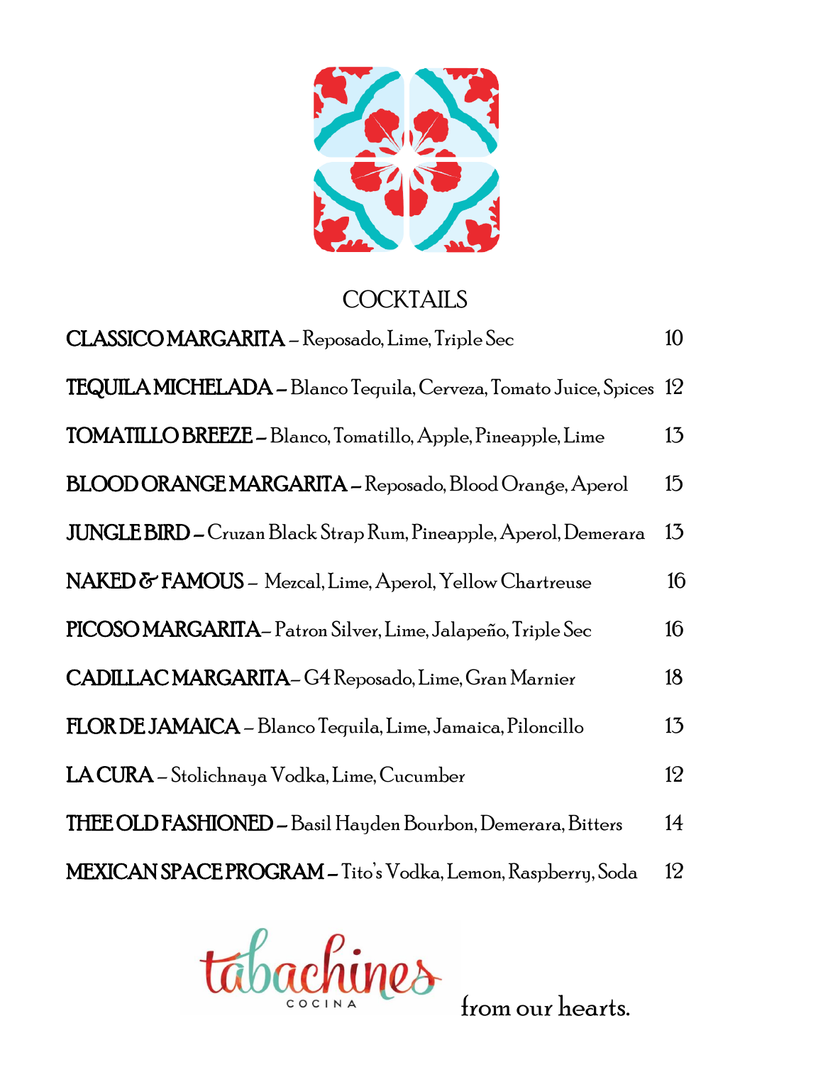# COCKTAILS

| | |
|---|---|
| **CLASSICO MARGARITA** – Reposado, Lime, Triple Sec | 10 |
| **TEQUILA MICHELADA** – Blanco Tequila, Cerveza, Tomato Juice, Spices | 12 |
| **TOMATILLO BREEZE** – Blanco, Tomatillo, Apple, Pineapple, Lime | 13 |
| **BLOOD ORANGE MARGARITA** – Reposado, Blood Orange, Aperol | 15 |
| **JUNGLE BIRD** – Cruzan Black Strap Rum, Pineapple, Aperol, Demerara | 13 |
| **NAKED & FAMOUS** – Mezcal, Lime, Aperol, Yellow Chartreuse | 16 |
| **PICOSO MARGARITA** – Patron Silver, Lime, Jalapeño, Triple Sec | 16 |
| **CADILLAC MARGARITA** – G4 Reposado, Lime, Gran Marnier | 18 |
| **FLOR DE JAMAICA** – Blanco Tequila, Lime, Jamaica, Piloncillo | 13 |
| **LA CURA** – Stolichnaya Vodka, Lime, Cucumber | 12 |
| **THEE OLD FASHIONED** – Basil Hayden Bourbon, Demerara, Bitters | 14 |
| **MEXICAN SPACE PROGRAM** – Tito's Vodka, Lemon, Raspberry, Soda | 12 |

tabachines COCINA

from our hearts.